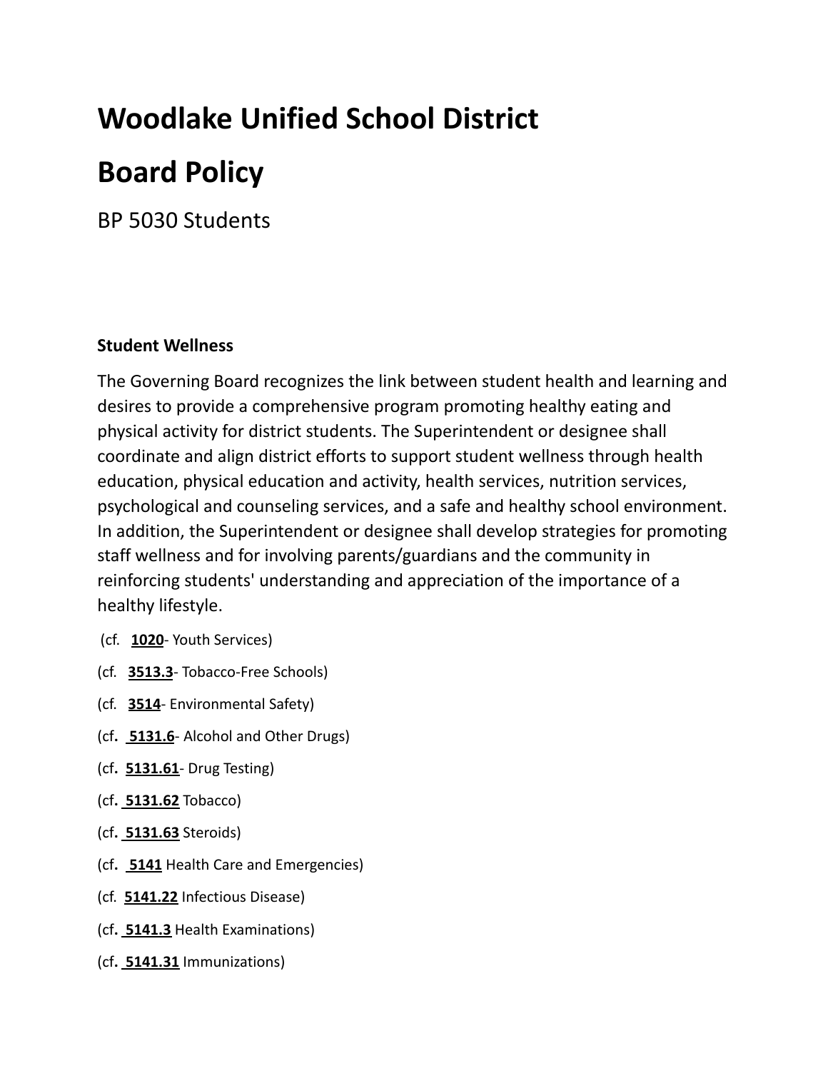# Woodlake Unified School District

# Board Policy

BP 5030 Students

### Student Wellness

The Governing Board recognizes the link between student health and learning and desires to provide a comprehensive program promoting healthy eating and physical activity for district students. The Superintendent or designee shall coordinate and align district efforts to support student wellness through health education, physical education and activity, health services, nutrition services, psychological and counseling services, and a safe and healthy school environment. In addition, the Superintendent or designee shall develop strategies for promoting staff wellness and for involving parents/guardians and the community in reinforcing students' understanding and appreciation of the importance of a healthy lifestyle.

(cf. **1020**- Youth Services)

(cf. **3513.3**- Tobacco-Free Schools)

(cf. **3514**- Environmental Safety)

(cf. **5131.6**- Alcohol and Other Drugs)

(cf. **5131.61**- Drug Testing)

(cf. **5131.62** Tobacco)

(cf. **5131.63** Steroids)

(cf. **5141** Health Care and Emergencies)

(cf. **5141.22** Infectious Disease)

(cf. **5141.3** Health Examinations)

(cf. **5141.31** Immunizations)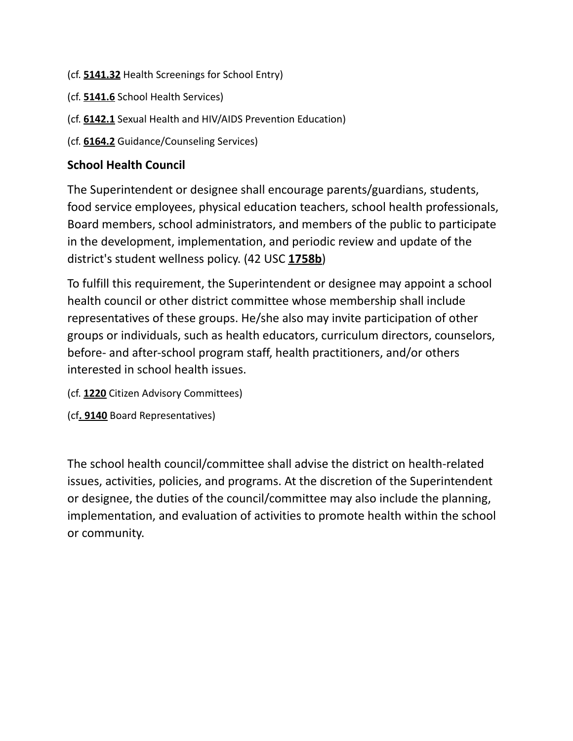(cf. **5141.32** Health Screenings for School Entry)

(cf. **5141.6** School Health Services)

(cf. **6142.1** Sexual Health and HIV/AIDS Prevention Education)

(cf. **6164.2** Guidance/Counseling Services)

**School Health Council**

The Superintendent or designee shall encourage parents/guardians, students, food service employees, physical education teachers, school health professionals, Board members, school administrators, and members of the public to participate in the development, implementation, and periodic review and update of the district's student wellness policy. (42 USC **1758b**)

To fulfill this requirement, the Superintendent or designee may appoint a school health council or other district committee whose membership shall include representatives of these groups. He/she also may invite participation of other groups or individuals, such as health educators, curriculum directors, counselors, before- and after-school program staff, health practitioners, and/or others interested in school health issues.

(cf. **1220** Citizen Advisory Committees)

(cf**. 9140** Board Representatives)

The school health council/committee shall advise the district on health-related issues, activities, policies, and programs. At the discretion of the Superintendent or designee, the duties of the council/committee may also include the planning, implementation, and evaluation of activities to promote health within the school or community.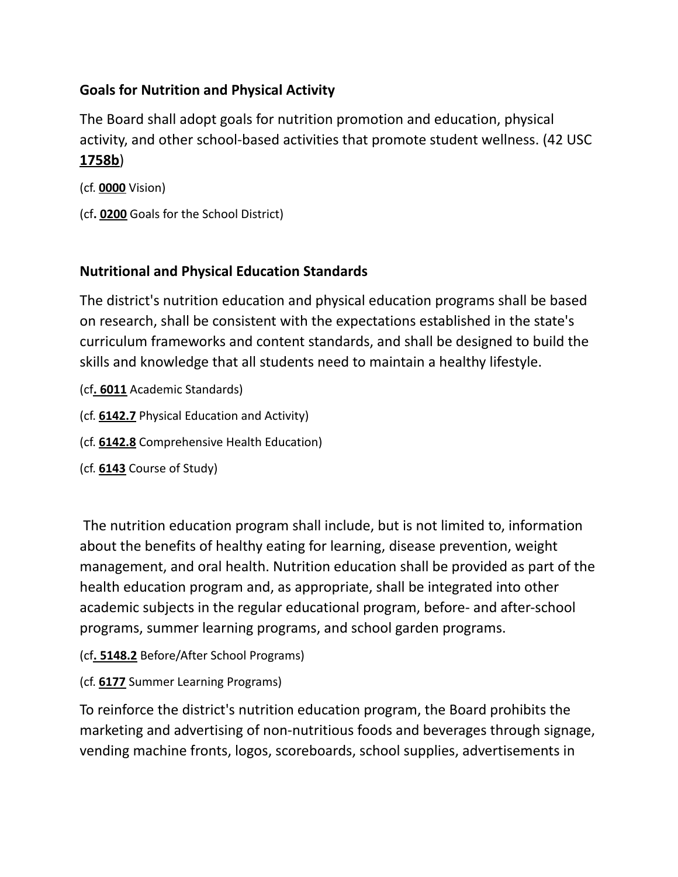### Goals for Nutrition and Physical Activity

The Board shall adopt goals for nutrition promotion and education, physical activity, and other school-based activities that promote student wellness. (42 USC **1758b**)

(cf. **0000** Vision)

(cf**. 0200** Goals for the School District)

### Nutritional and Physical Education Standards

The district's nutrition education and physical education programs shall be based on research, shall be consistent with the expectations established in the state's curriculum frameworks and content standards, and shall be designed to build the skills and knowledge that all students need to maintain a healthy lifestyle.

(cf**. 6011** Academic Standards)

(cf. **6142.7** Physical Education and Activity)

(cf. **6142.8** Comprehensive Health Education)

(cf. **6143** Course of Study)

The nutrition education program shall include, but is not limited to, information about the benefits of healthy eating for learning, disease prevention, weight management, and oral health. Nutrition education shall be provided as part of the health education program and, as appropriate, shall be integrated into other academic subjects in the regular educational program, before- and after-school programs, summer learning programs, and school garden programs.

(cf**. 5148.2** Before/After School Programs)

(cf. **6177** Summer Learning Programs)

To reinforce the district's nutrition education program, the Board prohibits the marketing and advertising of non-nutritious foods and beverages through signage, vending machine fronts, logos, scoreboards, school supplies, advertisements in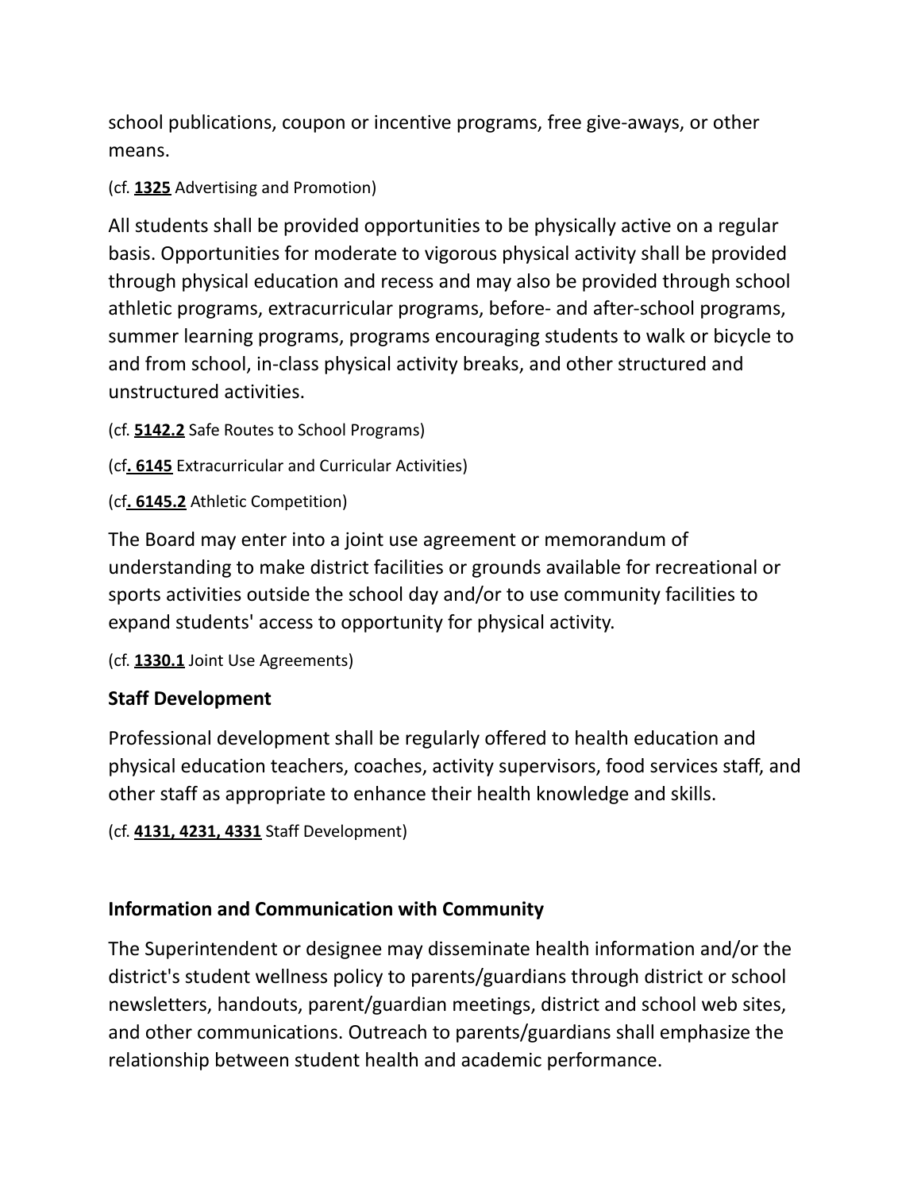school publications, coupon or incentive programs, free give-aways, or other means.

(cf. **1325** Advertising and Promotion)

All students shall be provided opportunities to be physically active on a regular basis. Opportunities for moderate to vigorous physical activity shall be provided through physical education and recess and may also be provided through school athletic programs, extracurricular programs, before- and after-school programs, summer learning programs, programs encouraging students to walk or bicycle to and from school, in-class physical activity breaks, and other structured and unstructured activities.

(cf. **5142.2** Safe Routes to School Programs)

(cf**. 6145** Extracurricular and Curricular Activities)

(cf**. 6145.2** Athletic Competition)

The Board may enter into a joint use agreement or memorandum of understanding to make district facilities or grounds available for recreational or sports activities outside the school day and/or to use community facilities to expand students' access to opportunity for physical activity.

(cf. **1330.1** Joint Use Agreements)

### Staff Development

Professional development shall be regularly offered to health education and physical education teachers, coaches, activity supervisors, food services staff, and other staff as appropriate to enhance their health knowledge and skills.

(cf. **4131, 4231, 4331** Staff Development)

### Information and Communication with Community

The Superintendent or designee may disseminate health information and/or the district's student wellness policy to parents/guardians through district or school newsletters, handouts, parent/guardian meetings, district and school web sites, and other communications. Outreach to parents/guardians shall emphasize the relationship between student health and academic performance.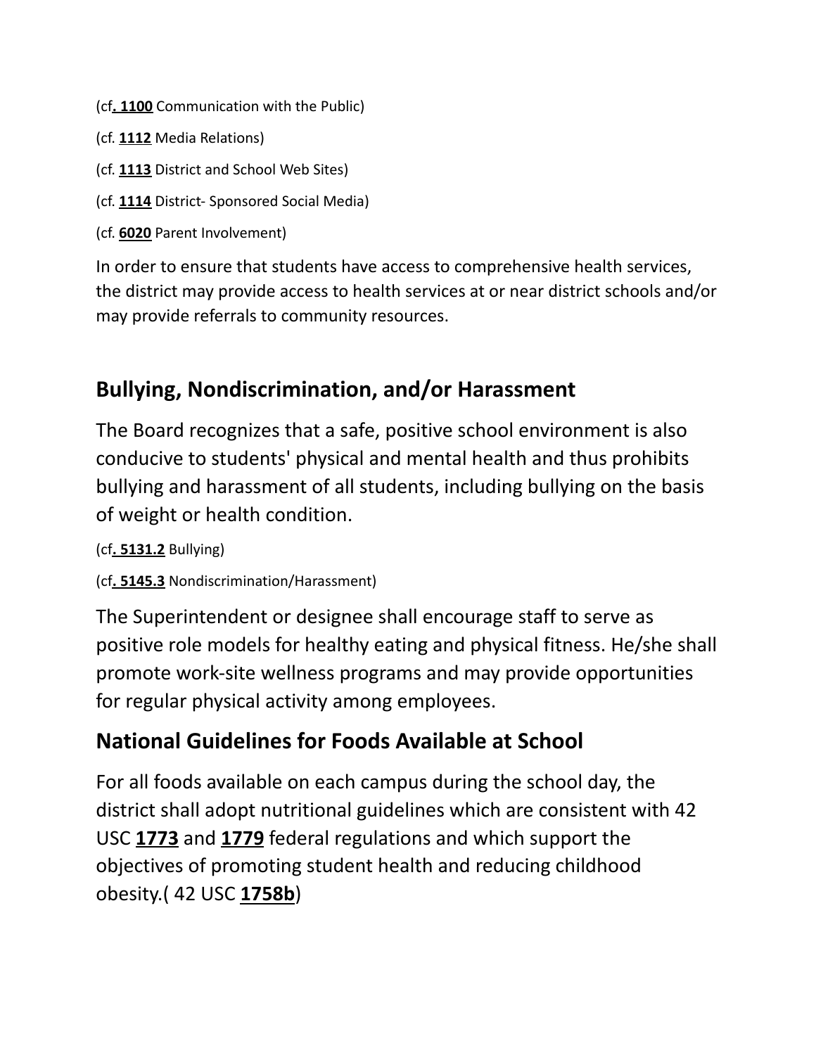(cf**. 1100** Communication with the Public)

(cf. **1112** Media Relations)

(cf. **1113** District and School Web Sites)

(cf. **1114** District- Sponsored Social Media)

(cf. **6020** Parent Involvement)

In order to ensure that students have access to comprehensive health services, the district may provide access to health services at or near district schools and/or may provide referrals to community resources.

## Bullying, Nondiscrimination, and/or Harassment

The Board recognizes that a safe, positive school environment is also conducive to students' physical and mental health and thus prohibits bullying and harassment of all students, including bullying on the basis of weight or health condition.

(cf**. 5131.2** Bullying)

(cf**. 5145.3** Nondiscrimination/Harassment)

The Superintendent or designee shall encourage staff to serve as positive role models for healthy eating and physical fitness. He/she shall promote work-site wellness programs and may provide opportunities for regular physical activity among employees.

## National Guidelines for Foods Available at School

For all foods available on each campus during the school day, the district shall adopt nutritional guidelines which are consistent with 42 USC **1773** and **1779** federal regulations and which support the objectives of promoting student health and reducing childhood obesity.( 42 USC **1758b**)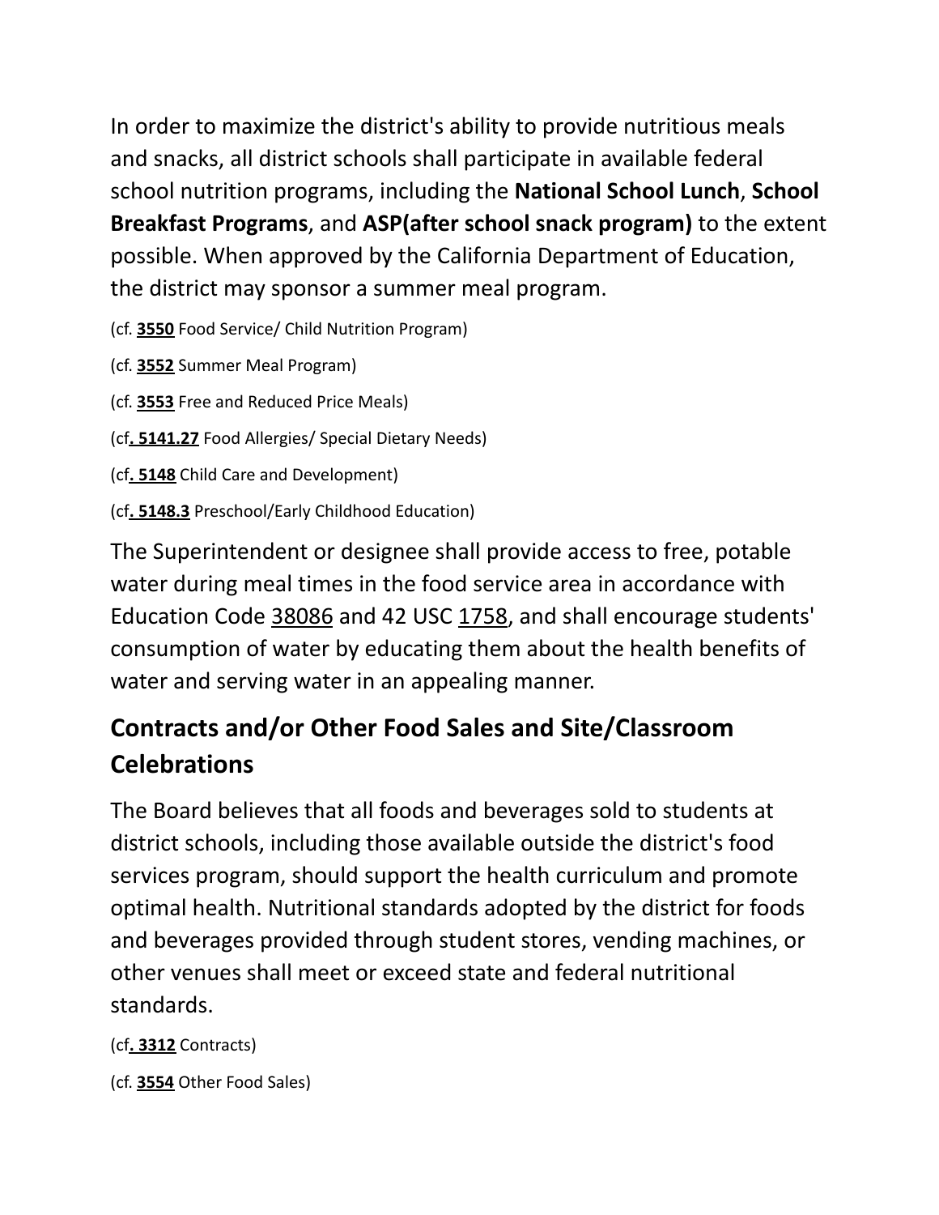In order to maximize the district's ability to provide nutritious meals and snacks, all district schools shall participate in available federal school nutrition programs, including the **National School Lunch**, **School Breakfast Programs**, and **ASP(after school snack program)** to the extent possible. When approved by the California Department of Education, the district may sponsor a summer meal program.

(cf. **3550** Food Service/ Child Nutrition Program)

(cf. **3552** Summer Meal Program)

(cf. **3553** Free and Reduced Price Meals)

(cf**. 5141.27** Food Allergies/ Special Dietary Needs)

(cf**. 5148** Child Care and Development)

(cf**. 5148.3** Preschool/Early Childhood Education)

The Superintendent or designee shall provide access to free, potable water during meal times in the food service area in accordance with Education Code 38086 and 42 USC 1758, and shall encourage students' consumption of water by educating them about the health benefits of water and serving water in an appealing manner.

## Contracts and/or Other Food Sales and Site/Classroom Celebrations

The Board believes that all foods and beverages sold to students at district schools, including those available outside the district's food services program, should support the health curriculum and promote optimal health. Nutritional standards adopted by the district for foods and beverages provided through student stores, vending machines, or other venues shall meet or exceed state and federal nutritional standards.

(cf**. 3312** Contracts)

(cf. **3554** Other Food Sales)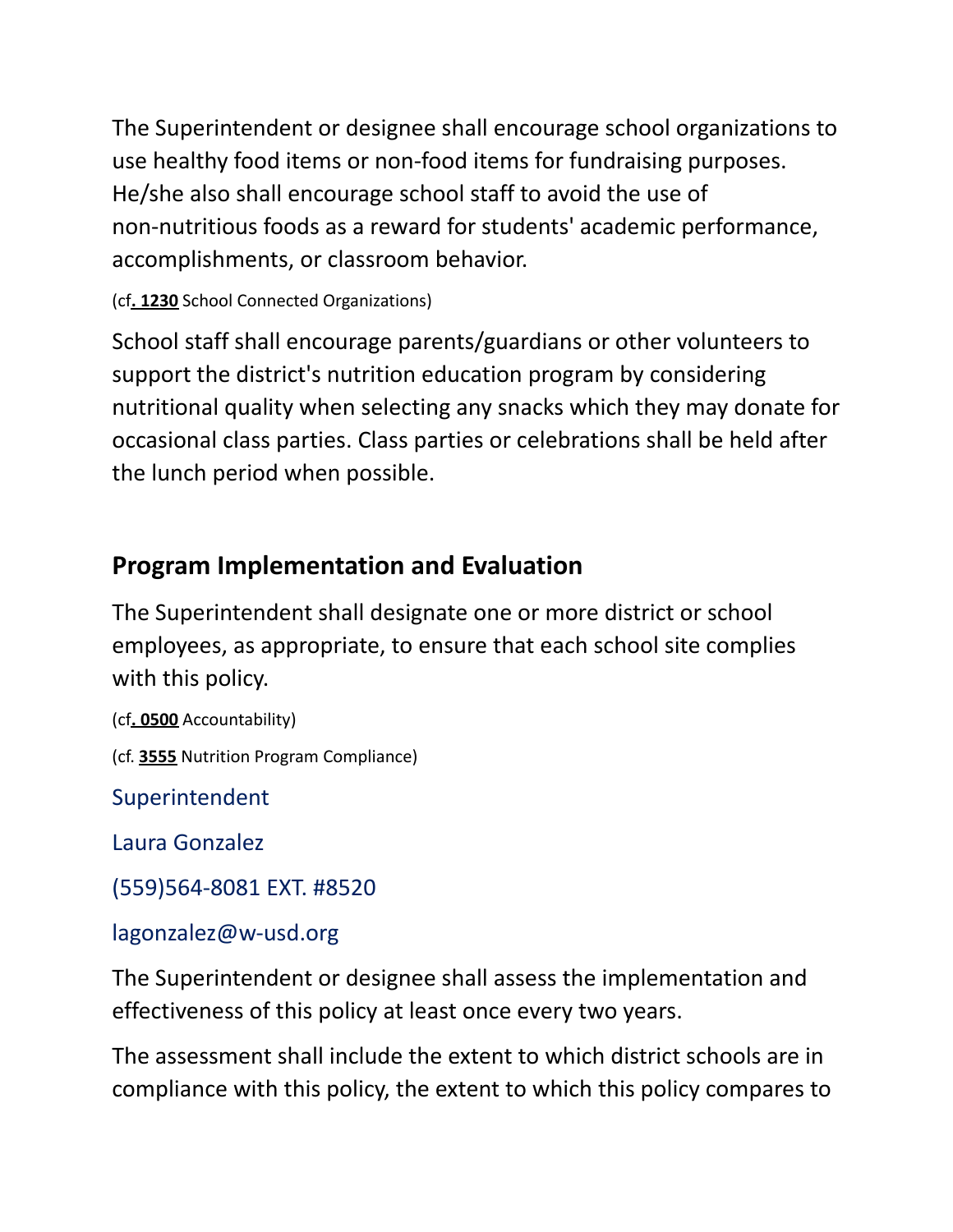The Superintendent or designee shall encourage school organizations to use healthy food items or non-food items for fundraising purposes. He/she also shall encourage school staff to avoid the use of non-nutritious foods as a reward for students' academic performance, accomplishments, or classroom behavior.

(cf**. 1230** School Connected Organizations)

School staff shall encourage parents/guardians or other volunteers to support the district's nutrition education program by considering nutritional quality when selecting any snacks which they may donate for occasional class parties. Class parties or celebrations shall be held after the lunch period when possible.

## Program Implementation and Evaluation

The Superintendent shall designate one or more district or school employees, as appropriate, to ensure that each school site complies with this policy.

(cf**. 0500** Accountability)

(cf. **3555** Nutrition Program Compliance)

Superintendent

Laura Gonzalez

(559)564-8081 EXT. #8520

lagonzalez@w-usd.org

The Superintendent or designee shall assess the implementation and effectiveness of this policy at least once every two years.

The assessment shall include the extent to which district schools are in compliance with this policy, the extent to which this policy compares to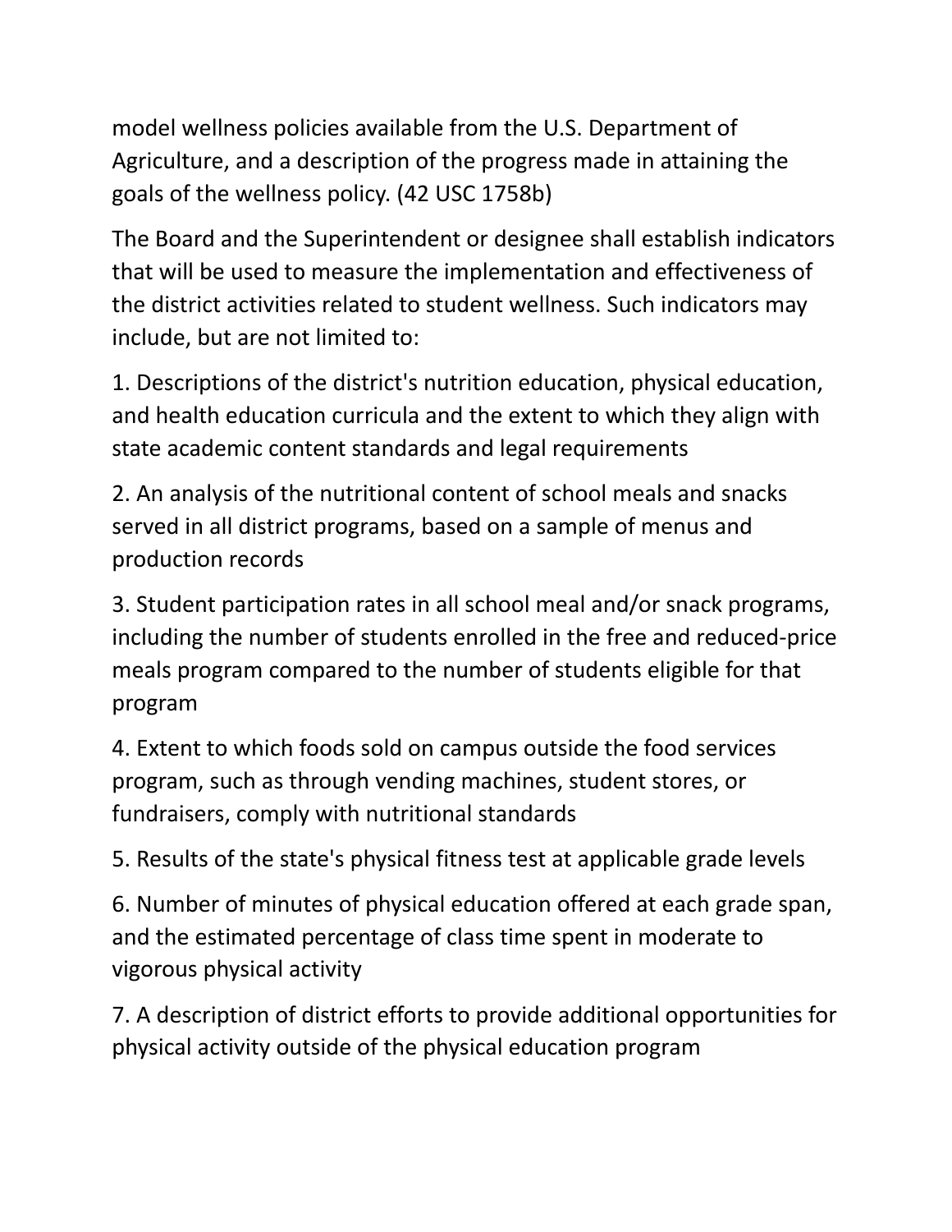model wellness policies available from the U.S. Department of Agriculture, and a description of the progress made in attaining the goals of the wellness policy. (42 USC 1758b)

The Board and the Superintendent or designee shall establish indicators that will be used to measure the implementation and effectiveness of the district activities related to student wellness. Such indicators may include, but are not limited to:

1. Descriptions of the district's nutrition education, physical education, and health education curricula and the extent to which they align with state academic content standards and legal requirements

2. An analysis of the nutritional content of school meals and snacks served in all district programs, based on a sample of menus and production records

3. Student participation rates in all school meal and/or snack programs, including the number of students enrolled in the free and reduced-price meals program compared to the number of students eligible for that program

4. Extent to which foods sold on campus outside the food services program, such as through vending machines, student stores, or fundraisers, comply with nutritional standards

5. Results of the state's physical fitness test at applicable grade levels

6. Number of minutes of physical education offered at each grade span, and the estimated percentage of class time spent in moderate to vigorous physical activity

7. A description of district efforts to provide additional opportunities for physical activity outside of the physical education program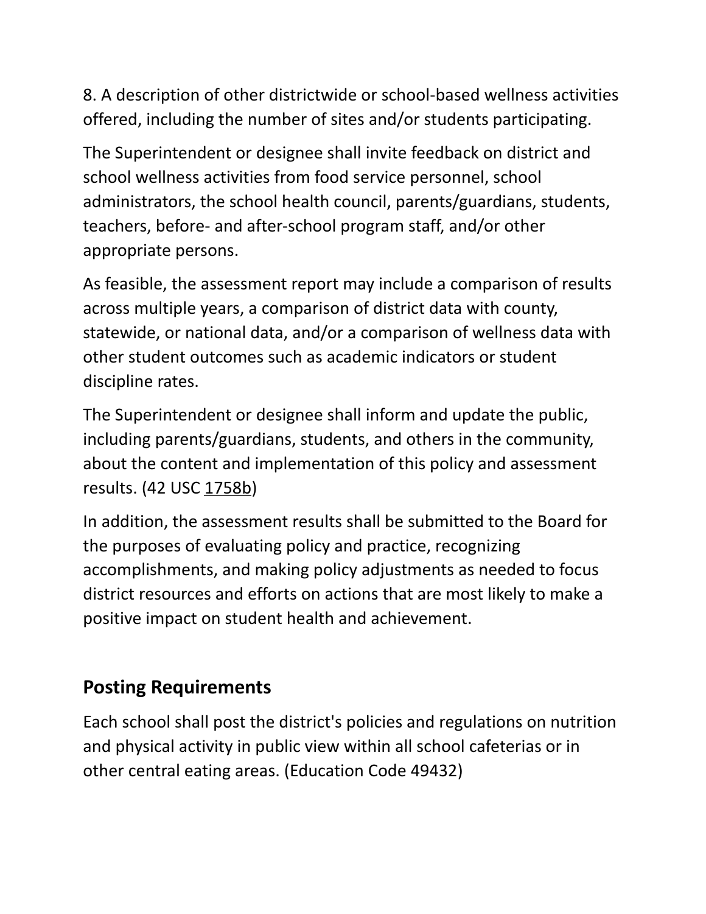8. A description of other districtwide or school-based wellness activities offered, including the number of sites and/or students participating.

The Superintendent or designee shall invite feedback on district and school wellness activities from food service personnel, school administrators, the school health council, parents/guardians, students, teachers, before- and after-school program staff, and/or other appropriate persons.

As feasible, the assessment report may include a comparison of results across multiple years, a comparison of district data with county, statewide, or national data, and/or a comparison of wellness data with other student outcomes such as academic indicators or student discipline rates.

The Superintendent or designee shall inform and update the public, including parents/guardians, students, and others in the community, about the content and implementation of this policy and assessment results. (42 USC 1758b)

In addition, the assessment results shall be submitted to the Board for the purposes of evaluating policy and practice, recognizing accomplishments, and making policy adjustments as needed to focus district resources and efforts on actions that are most likely to make a positive impact on student health and achievement.

## Posting Requirements

Each school shall post the district's policies and regulations on nutrition and physical activity in public view within all school cafeterias or in other central eating areas. (Education Code 49432)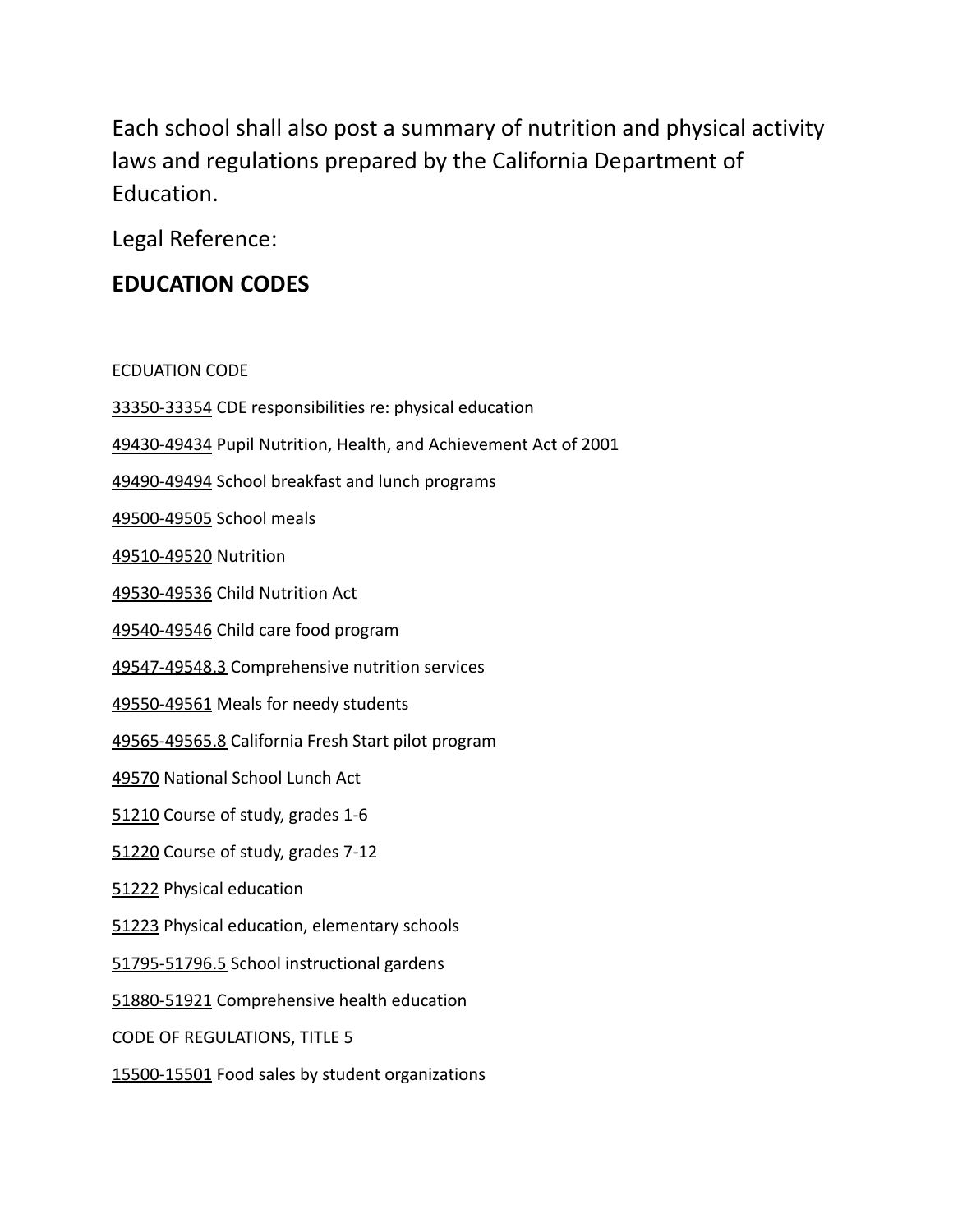Each school shall also post a summary of nutrition and physical activity laws and regulations prepared by the California Department of Education.

Legal Reference:

## EDUCATION CODES

ECDUATION CODE

33350-33354 CDE responsibilities re: physical education

49430-49434 Pupil Nutrition, Health, and Achievement Act of 2001

49490-49494 School breakfast and lunch programs

49500-49505 School meals

49510-49520 Nutrition

49530-49536 Child Nutrition Act

49540-49546 Child care food program

49547-49548.3 Comprehensive nutrition services

49550-49561 Meals for needy students

49565-49565.8 California Fresh Start pilot program

49570 National School Lunch Act

51210 Course of study, grades 1-6

51220 Course of study, grades 7-12

51222 Physical education

51223 Physical education, elementary schools

51795-51796.5 School instructional gardens

51880-51921 Comprehensive health education

CODE OF REGULATIONS, TITLE 5

15500-15501 Food sales by student organizations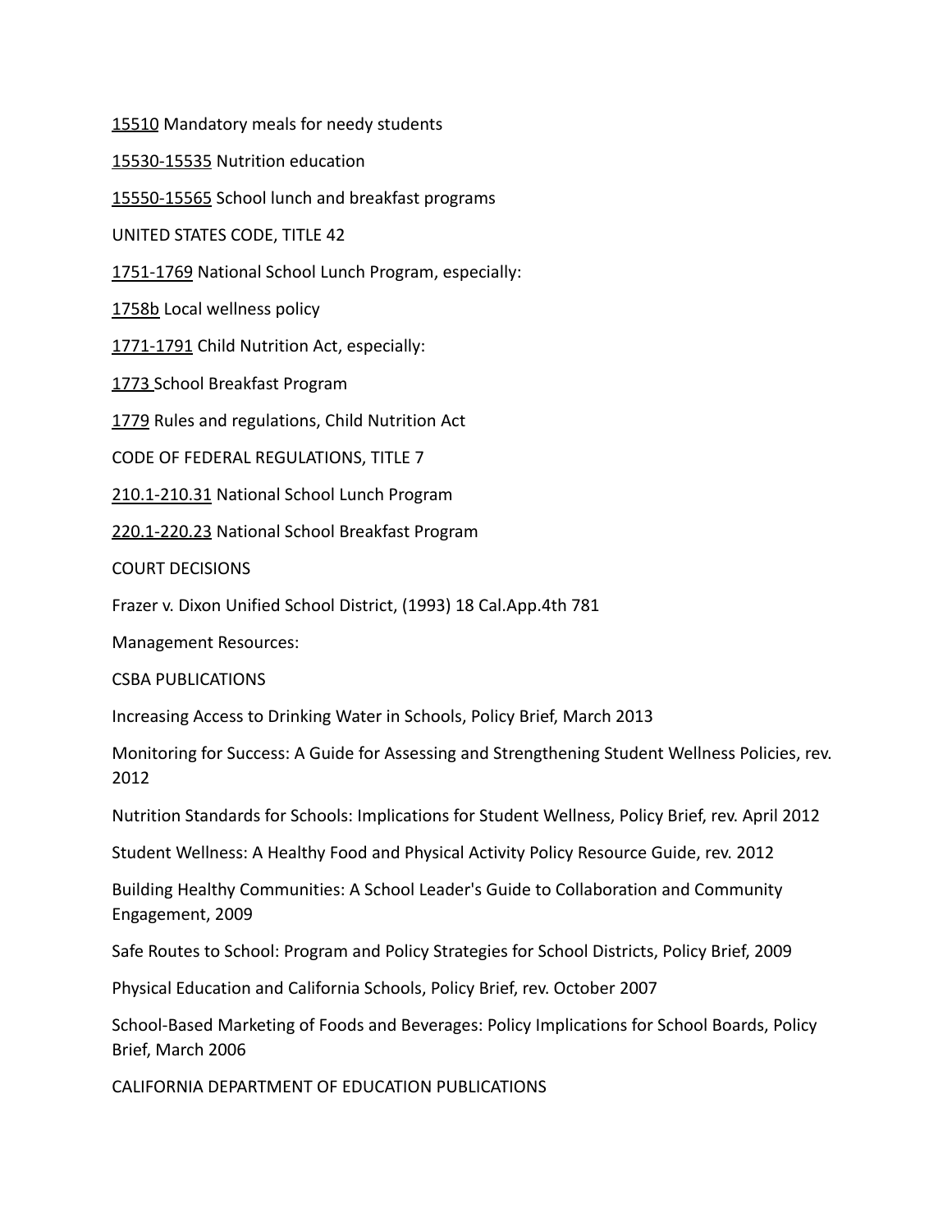15510 Mandatory meals for needy students

15530-15535 Nutrition education

15550-15565 School lunch and breakfast programs

UNITED STATES CODE, TITLE 42

1751-1769 National School Lunch Program, especially:

1758b Local wellness policy

1771-1791 Child Nutrition Act, especially:

1773 School Breakfast Program

1779 Rules and regulations, Child Nutrition Act

CODE OF FEDERAL REGULATIONS, TITLE 7

210.1-210.31 National School Lunch Program

220.1-220.23 National School Breakfast Program

COURT DECISIONS

Frazer v. Dixon Unified School District, (1993) 18 Cal.App.4th 781

Management Resources:

CSBA PUBLICATIONS

Increasing Access to Drinking Water in Schools, Policy Brief, March 2013

Monitoring for Success: A Guide for Assessing and Strengthening Student Wellness Policies, rev. 2012

Nutrition Standards for Schools: Implications for Student Wellness, Policy Brief, rev. April 2012

Student Wellness: A Healthy Food and Physical Activity Policy Resource Guide, rev. 2012

Building Healthy Communities: A School Leader's Guide to Collaboration and Community Engagement, 2009

Safe Routes to School: Program and Policy Strategies for School Districts, Policy Brief, 2009

Physical Education and California Schools, Policy Brief, rev. October 2007

School-Based Marketing of Foods and Beverages: Policy Implications for School Boards, Policy Brief, March 2006

CALIFORNIA DEPARTMENT OF EDUCATION PUBLICATIONS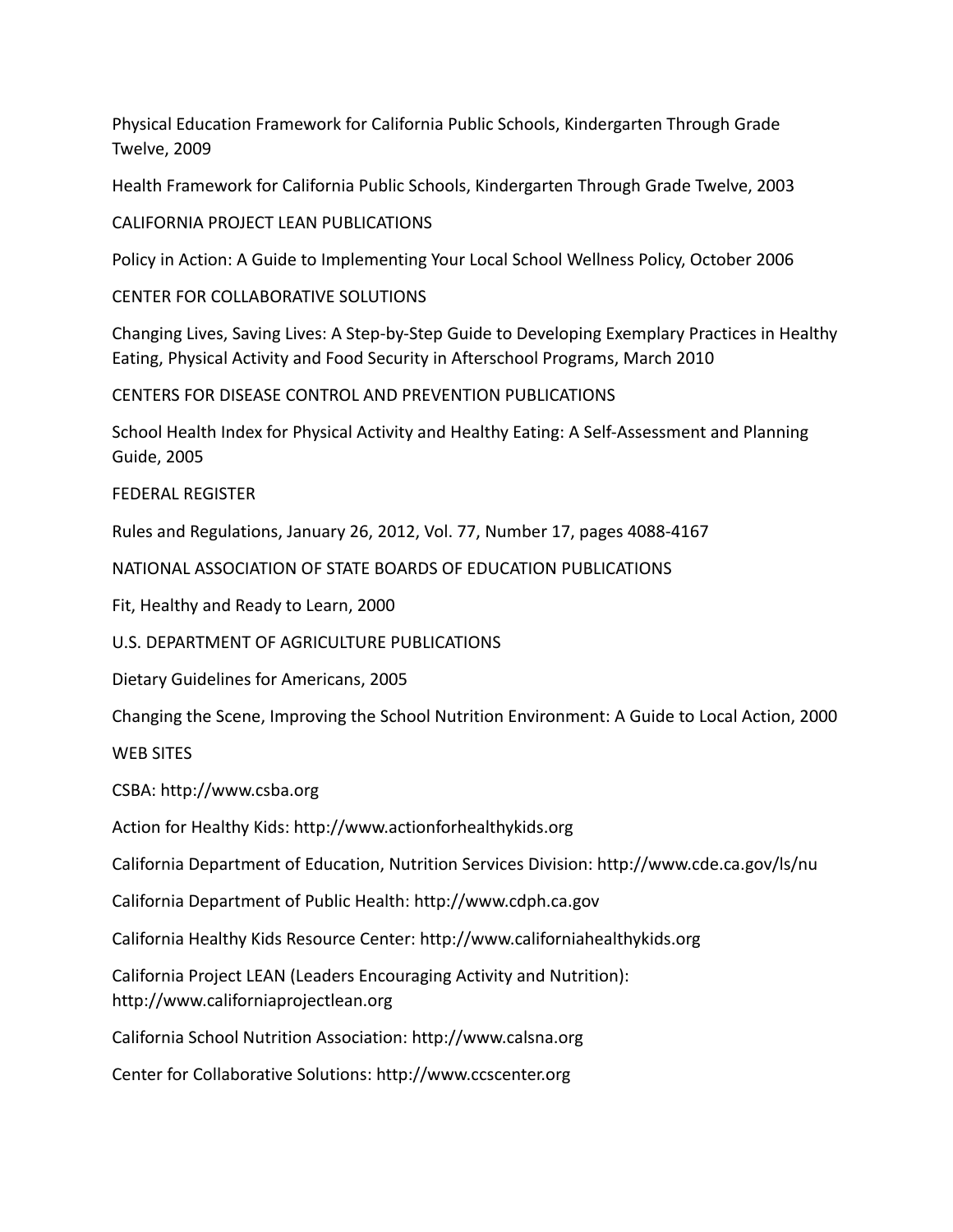Physical Education Framework for California Public Schools, Kindergarten Through Grade Twelve, 2009

Health Framework for California Public Schools, Kindergarten Through Grade Twelve, 2003

CALIFORNIA PROJECT LEAN PUBLICATIONS

Policy in Action: A Guide to Implementing Your Local School Wellness Policy, October 2006

CENTER FOR COLLABORATIVE SOLUTIONS

Changing Lives, Saving Lives: A Step-by-Step Guide to Developing Exemplary Practices in Healthy Eating, Physical Activity and Food Security in Afterschool Programs, March 2010

CENTERS FOR DISEASE CONTROL AND PREVENTION PUBLICATIONS

School Health Index for Physical Activity and Healthy Eating: A Self-Assessment and Planning Guide, 2005

FEDERAL REGISTER

Rules and Regulations, January 26, 2012, Vol. 77, Number 17, pages 4088-4167

NATIONAL ASSOCIATION OF STATE BOARDS OF EDUCATION PUBLICATIONS

Fit, Healthy and Ready to Learn, 2000

U.S. DEPARTMENT OF AGRICULTURE PUBLICATIONS

Dietary Guidelines for Americans, 2005

Changing the Scene, Improving the School Nutrition Environment: A Guide to Local Action, 2000

WEB SITES

CSBA: http://www.csba.org

Action for Healthy Kids: http://www.actionforhealthykids.org

California Department of Education, Nutrition Services Division: http://www.cde.ca.gov/ls/nu

California Department of Public Health: http://www.cdph.ca.gov

California Healthy Kids Resource Center: http://www.californiahealthykids.org

California Project LEAN (Leaders Encouraging Activity and Nutrition): http://www.californiaprojectlean.org

California School Nutrition Association: http://www.calsna.org

Center for Collaborative Solutions: http://www.ccscenter.org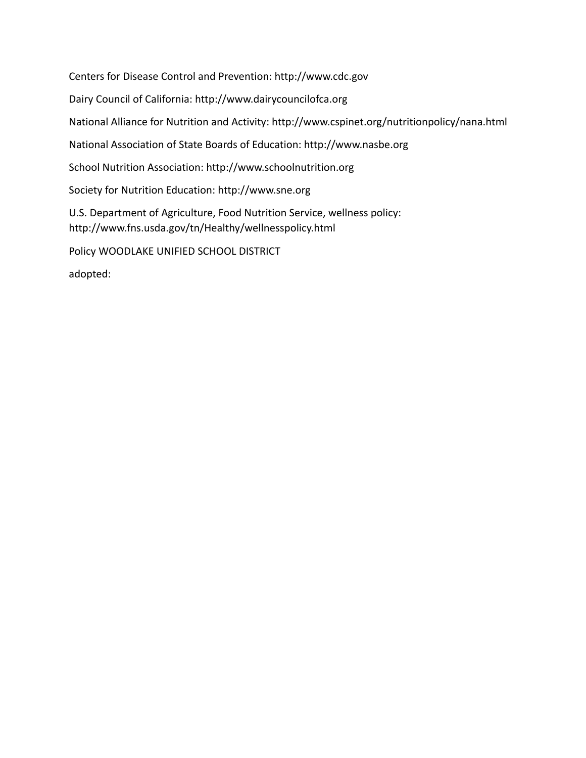Centers for Disease Control and Prevention: http://www.cdc.gov

Dairy Council of California: http://www.dairycouncilofca.org

National Alliance for Nutrition and Activity: http://www.cspinet.org/nutritionpolicy/nana.html

National Association of State Boards of Education: http://www.nasbe.org

School Nutrition Association: http://www.schoolnutrition.org

Society for Nutrition Education: http://www.sne.org

U.S. Department of Agriculture, Food Nutrition Service, wellness policy: http://www.fns.usda.gov/tn/Healthy/wellnesspolicy.html

Policy WOODLAKE UNIFIED SCHOOL DISTRICT

adopted: